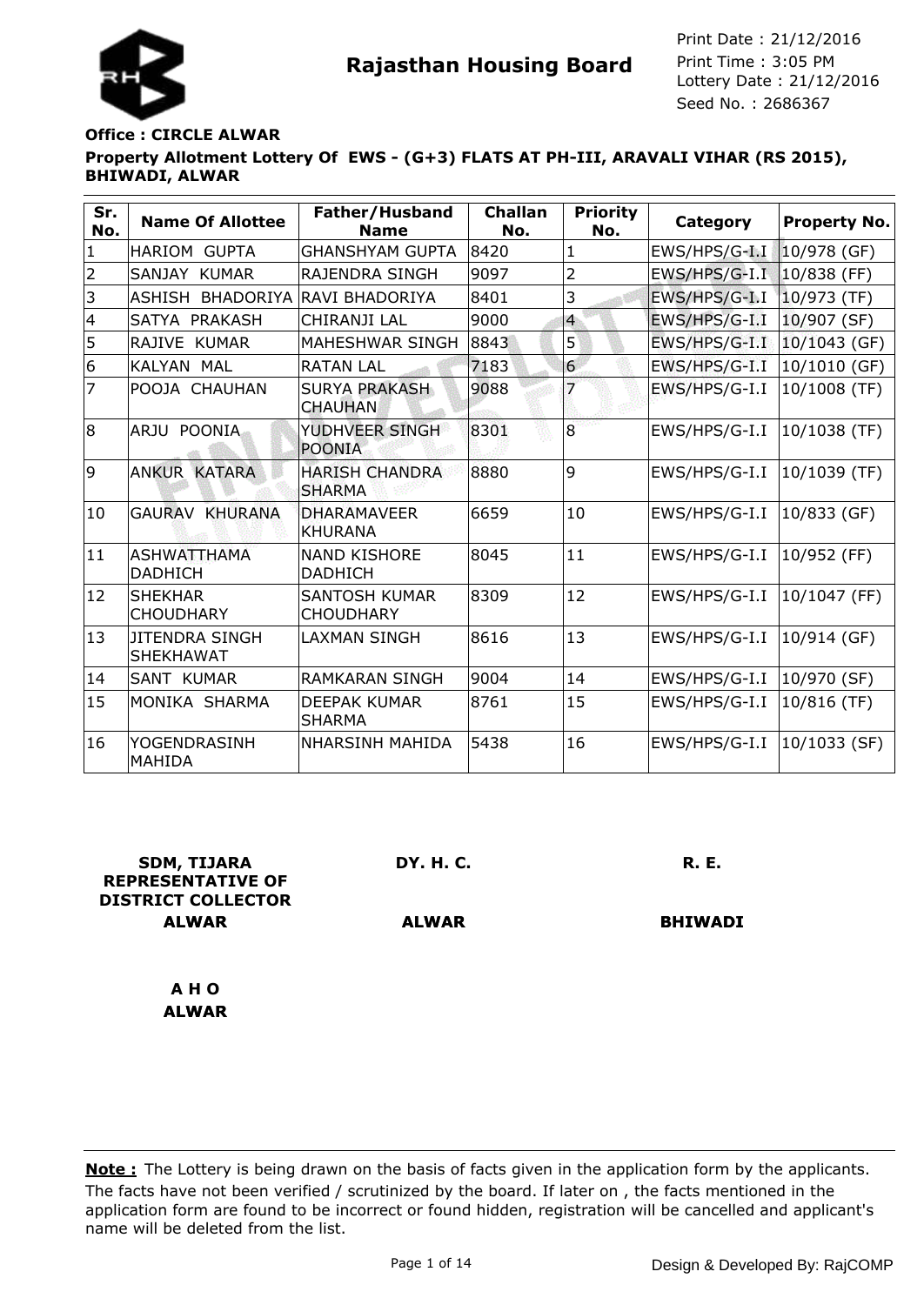# Rajasthan Housing Board

Print Date : 21/12/2016
Print Time : 3:05 PM
Lottery Date : 21/12/2016
Seed No. : 2686367

**Office : CIRCLE ALWAR**

**Property Allotment Lottery Of EWS - (G+3) FLATS AT PH-III, ARAVALI VIHAR (RS 2015), BHIWADI, ALWAR**

| Sr. No. | Name Of Allottee | Father/Husband Name | Challan No. | Priority No. | Category | Property No. |
|---|---|---|---|---|---|---|
| 1 | HARIOM GUPTA | GHANSHYAM GUPTA | 8420 | 1 | EWS/HPS/G-I.I | 10/978 (GF) |
| 2 | SANJAY KUMAR | RAJENDRA SINGH | 9097 | 2 | EWS/HPS/G-I.I | 10/838 (FF) |
| 3 | ASHISH BHADORIYA | RAVI BHADORIYA | 8401 | 3 | EWS/HPS/G-I.I | 10/973 (TF) |
| 4 | SATYA PRAKASH | CHIRANJI LAL | 9000 | 4 | EWS/HPS/G-I.I | 10/907 (SF) |
| 5 | RAJIVE KUMAR | MAHESHWAR SINGH | 8843 | 5 | EWS/HPS/G-I.I | 10/1043 (GF) |
| 6 | KALYAN MAL | RATAN LAL | 7183 | 6 | EWS/HPS/G-I.I | 10/1010 (GF) |
| 7 | POOJA CHAUHAN | SURYA PRAKASH CHAUHAN | 9088 | 7 | EWS/HPS/G-I.I | 10/1008 (TF) |
| 8 | ARJU POONIA | YUDHVEER SINGH POONIA | 8301 | 8 | EWS/HPS/G-I.I | 10/1038 (TF) |
| 9 | ANKUR KATARA | HARISH CHANDRA SHARMA | 8880 | 9 | EWS/HPS/G-I.I | 10/1039 (TF) |
| 10 | GAURAV KHURANA | DHARAMAVEER KHURANA | 6659 | 10 | EWS/HPS/G-I.I | 10/833 (GF) |
| 11 | ASHWATTHAMA DADHICH | NAND KISHORE DADHICH | 8045 | 11 | EWS/HPS/G-I.I | 10/952 (FF) |
| 12 | SHEKHAR CHOUDHARY | SANTOSH KUMAR CHOUDHARY | 8309 | 12 | EWS/HPS/G-I.I | 10/1047 (FF) |
| 13 | JITENDRA SINGH SHEKHAWAT | LAXMAN SINGH | 8616 | 13 | EWS/HPS/G-I.I | 10/914 (GF) |
| 14 | SANT KUMAR | RAMKARAN SINGH | 9004 | 14 | EWS/HPS/G-I.I | 10/970 (SF) |
| 15 | MONIKA SHARMA | DEEPAK KUMAR SHARMA | 8761 | 15 | EWS/HPS/G-I.I | 10/816 (TF) |
| 16 | YOGENDRASINH MAHIDA | NHARSINH MAHIDA | 5438 | 16 | EWS/HPS/G-I.I | 10/1033 (SF) |

**SDM, TIJARA REPRESENTATIVE OF DISTRICT COLLECTOR ALWAR**

**DY. H. C. ALWAR**

**R. E. BHIWADI**

**A H O ALWAR**

**Note :** The Lottery is being drawn on the basis of facts given in the application form by the applicants. The facts have not been verified / scrutinized by the board. If later on , the facts mentioned in the application form are found to be incorrect or found hidden, registration will be cancelled and applicant's name will be deleted from the list.

Design & Developed By: RajCOMP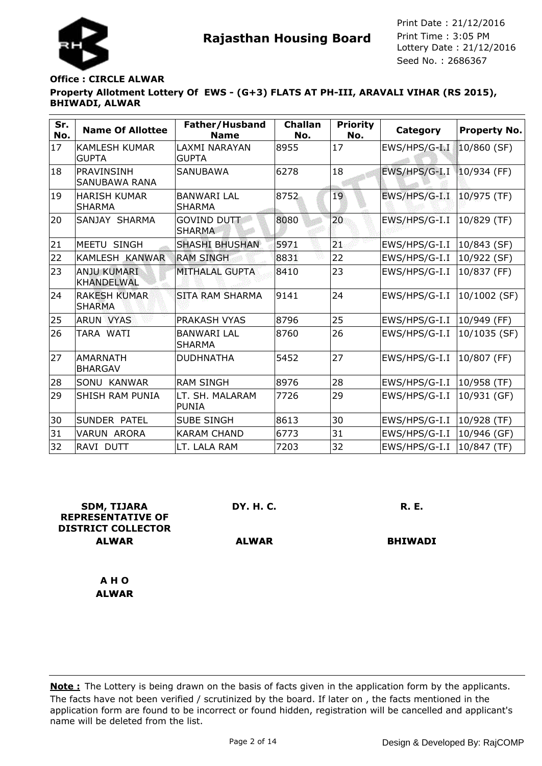# Rajasthan Housing Board

Print Date : 21/12/2016
Print Time : 3:05 PM
Lottery Date : 21/12/2016
Seed No. : 2686367

**Office : CIRCLE ALWAR**

**Property Allotment Lottery Of EWS - (G+3) FLATS AT PH-III, ARAVALI VIHAR (RS 2015), BHIWADI, ALWAR**

| Sr. No. | Name Of Allottee | Father/Husband Name | Challan No. | Priority No. | Category | Property No. |
|---|---|---|---|---|---|---|
| 17 | KAMLESH KUMAR GUPTA | LAXMI NARAYAN GUPTA | 8955 | 17 | EWS/HPS/G-I.I | 10/860 (SF) |
| 18 | PRAVINSINH SANUBAWA RANA | SANUBAWA | 6278 | 18 | EWS/HPS/G-I.I | 10/934 (FF) |
| 19 | HARISH KUMAR SHARMA | BANWARI LAL SHARMA | 8752 | 19 | EWS/HPS/G-I.I | 10/975 (TF) |
| 20 | SANJAY SHARMA | GOVIND DUTT SHARMA | 8080 | 20 | EWS/HPS/G-I.I | 10/829 (TF) |
| 21 | MEETU SINGH | SHASHI BHUSHAN | 5971 | 21 | EWS/HPS/G-I.I | 10/843 (SF) |
| 22 | KAMLESH KANWAR | RAM SINGH | 8831 | 22 | EWS/HPS/G-I.I | 10/922 (SF) |
| 23 | ANJU KUMARI KHANDELWAL | MITHALAL GUPTA | 8410 | 23 | EWS/HPS/G-I.I | 10/837 (FF) |
| 24 | RAKESH KUMAR SHARMA | SITA RAM SHARMA | 9141 | 24 | EWS/HPS/G-I.I | 10/1002 (SF) |
| 25 | ARUN VYAS | PRAKASH VYAS | 8796 | 25 | EWS/HPS/G-I.I | 10/949 (FF) |
| 26 | TARA WATI | BANWARI LAL SHARMA | 8760 | 26 | EWS/HPS/G-I.I | 10/1035 (SF) |
| 27 | AMARNATH BHARGAV | DUDHNATHA | 5452 | 27 | EWS/HPS/G-I.I | 10/807 (FF) |
| 28 | SONU KANWAR | RAM SINGH | 8976 | 28 | EWS/HPS/G-I.I | 10/958 (TF) |
| 29 | SHISH RAM PUNIA | LT. SH. MALARAM PUNIA | 7726 | 29 | EWS/HPS/G-I.I | 10/931 (GF) |
| 30 | SUNDER PATEL | SUBE SINGH | 8613 | 30 | EWS/HPS/G-I.I | 10/928 (TF) |
| 31 | VARUN ARORA | KARAM CHAND | 6773 | 31 | EWS/HPS/G-I.I | 10/946 (GF) |
| 32 | RAVI DUTT | LT. LALA RAM | 7203 | 32 | EWS/HPS/G-I.I | 10/847 (TF) |

**SDM, TIJARA REPRESENTATIVE OF DISTRICT COLLECTOR**
**ALWAR**

**DY. H. C.**
**ALWAR**

**R. E.**
**BHIWADI**

**A H O**
**ALWAR**

**Note :** The Lottery is being drawn on the basis of facts given in the application form by the applicants. The facts have not been verified / scrutinized by the board. If later on , the facts mentioned in the application form are found to be incorrect or found hidden, registration will be cancelled and applicant's name will be deleted from the list.

Design & Developed By: RajCOMP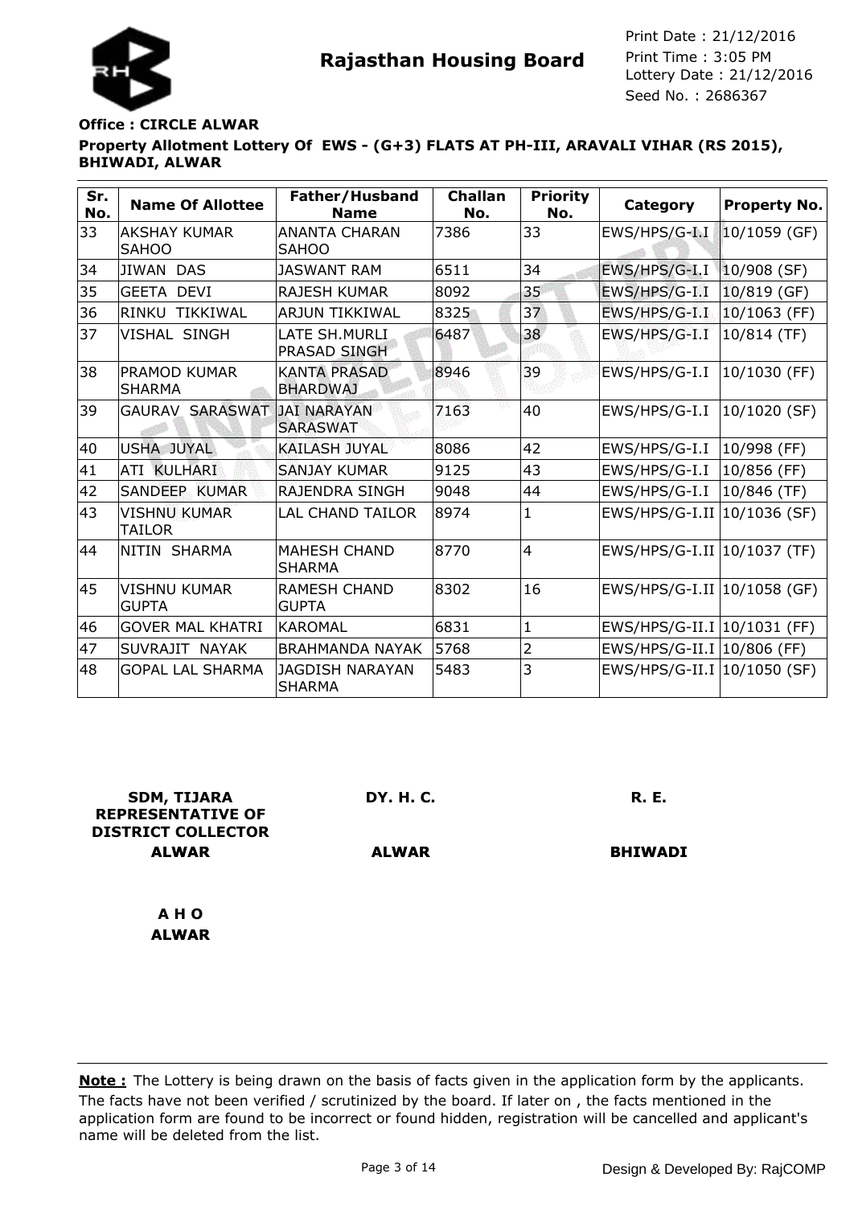**Rajasthan Housing Board**

Print Date : 21/12/2016
Print Time : 3:05 PM
Lottery Date : 21/12/2016
Seed No. : 2686367

**Office : CIRCLE ALWAR**

**Property Allotment Lottery Of EWS - (G+3) FLATS AT PH-III, ARAVALI VIHAR (RS 2015), BHIWADI, ALWAR**

| Sr. No. | Name Of Allottee | Father/Husband Name | Challan No. | Priority No. | Category | Property No. |
|---|---|---|---|---|---|---|
| 33 | AKSHAY KUMAR SAHOO | ANANTA CHARAN SAHOO | 7386 | 33 | EWS/HPS/G-I.I | 10/1059 (GF) |
| 34 | JIWAN DAS | JASWANT RAM | 6511 | 34 | EWS/HPS/G-I.I | 10/908 (SF) |
| 35 | GEETA DEVI | RAJESH KUMAR | 8092 | 35 | EWS/HPS/G-I.I | 10/819 (GF) |
| 36 | RINKU TIKKIWAL | ARJUN TIKKIWAL | 8325 | 37 | EWS/HPS/G-I.I | 10/1063 (FF) |
| 37 | VISHAL SINGH | LATE SH.MURLI PRASAD SINGH | 6487 | 38 | EWS/HPS/G-I.I | 10/814 (TF) |
| 38 | PRAMOD KUMAR SHARMA | KANTA PRASAD BHARDWAJ | 8946 | 39 | EWS/HPS/G-I.I | 10/1030 (FF) |
| 39 | GAURAV SARASWAT | JAI NARAYAN SARASWAT | 7163 | 40 | EWS/HPS/G-I.I | 10/1020 (SF) |
| 40 | USHA JUYAL | KAILASH JUYAL | 8086 | 42 | EWS/HPS/G-I.I | 10/998 (FF) |
| 41 | ATI KULHARI | SANJAY KUMAR | 9125 | 43 | EWS/HPS/G-I.I | 10/856 (FF) |
| 42 | SANDEEP KUMAR | RAJENDRA SINGH | 9048 | 44 | EWS/HPS/G-I.I | 10/846 (TF) |
| 43 | VISHNU KUMAR TAILOR | LAL CHAND TAILOR | 8974 | 1 | EWS/HPS/G-I.II | 10/1036 (SF) |
| 44 | NITIN SHARMA | MAHESH CHAND SHARMA | 8770 | 4 | EWS/HPS/G-I.II | 10/1037 (TF) |
| 45 | VISHNU KUMAR GUPTA | RAMESH CHAND GUPTA | 8302 | 16 | EWS/HPS/G-I.II | 10/1058 (GF) |
| 46 | GOVER MAL KHATRI | KAROMAL | 6831 | 1 | EWS/HPS/G-II.I | 10/1031 (FF) |
| 47 | SUVRAJIT NAYAK | BRAHMANDA NAYAK | 5768 | 2 | EWS/HPS/G-II.I | 10/806 (FF) |
| 48 | GOPAL LAL SHARMA | JAGDISH NARAYAN SHARMA | 5483 | 3 | EWS/HPS/G-II.I | 10/1050 (SF) |

**SDM, TIJARA REPRESENTATIVE OF DISTRICT COLLECTOR ALWAR**

**DY. H. C. ALWAR**

**R. E. BHIWADI**

**A H O ALWAR**

**Note :** The Lottery is being drawn on the basis of facts given in the application form by the applicants. The facts have not been verified / scrutinized by the board. If later on , the facts mentioned in the application form are found to be incorrect or found hidden, registration will be cancelled and applicant's name will be deleted from the list.

Design & Developed By: RajCOMP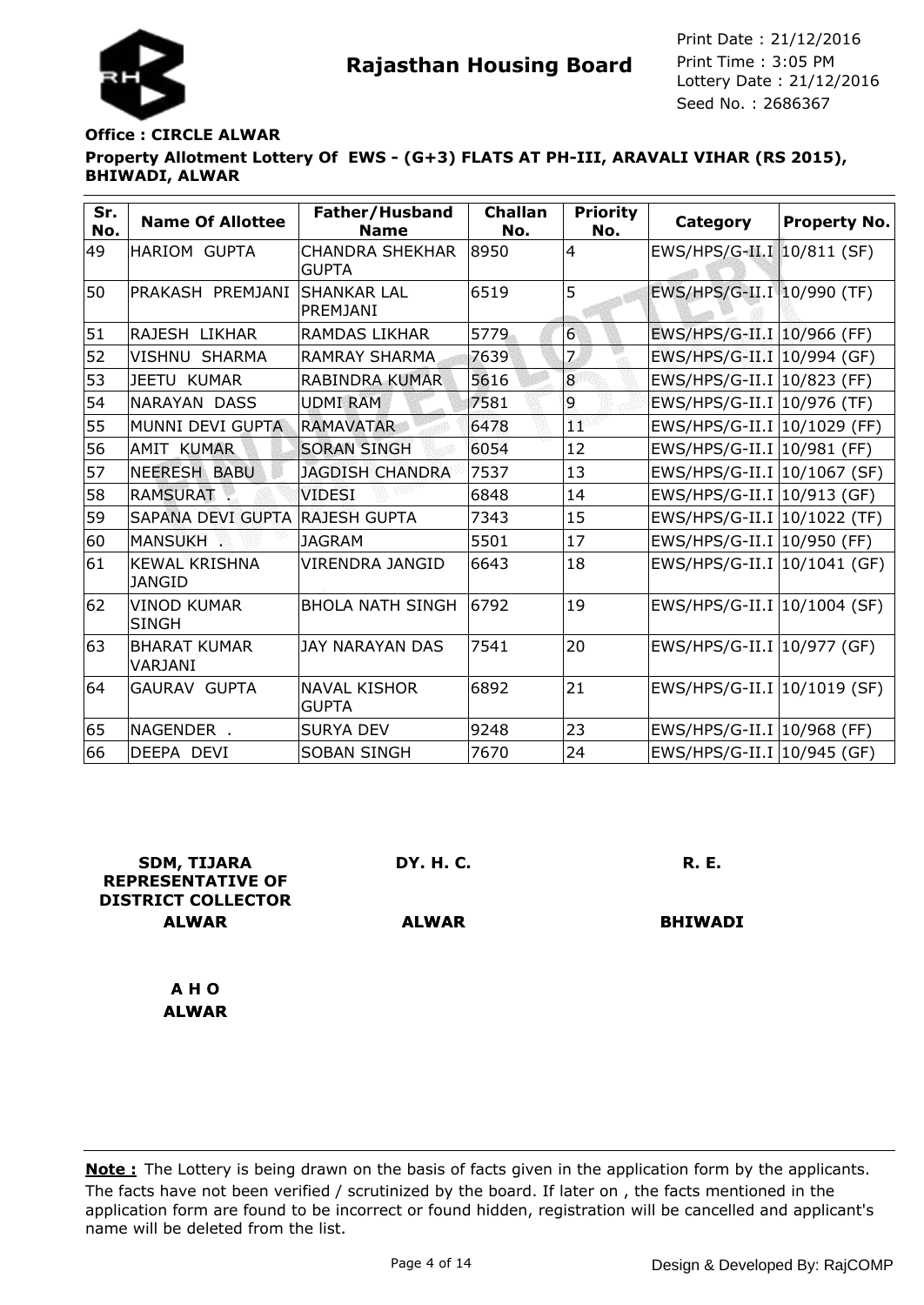# Rajasthan Housing Board

Print Date : 21/12/2016
Print Time : 3:05 PM
Lottery Date : 21/12/2016
Seed No. : 2686367

**Office : CIRCLE ALWAR**

**Property Allotment Lottery Of EWS - (G+3) FLATS AT PH-III, ARAVALI VIHAR (RS 2015), BHIWADI, ALWAR**

| Sr. No. | Name Of Allottee | Father/Husband Name | Challan No. | Priority No. | Category | Property No. |
|---|---|---|---|---|---|---|
| 49 | HARIOM GUPTA | CHANDRA SHEKHAR GUPTA | 8950 | 4 | EWS/HPS/G-II.I | 10/811 (SF) |
| 50 | PRAKASH PREMJANI | SHANKAR LAL PREMJANI | 6519 | 5 | EWS/HPS/G-II.I | 10/990 (TF) |
| 51 | RAJESH LIKHAR | RAMDAS LIKHAR | 5779 | 6 | EWS/HPS/G-II.I | 10/966 (FF) |
| 52 | VISHNU SHARMA | RAMRAY SHARMA | 7639 | 7 | EWS/HPS/G-II.I | 10/994 (GF) |
| 53 | JEETU KUMAR | RABINDRA KUMAR | 5616 | 8 | EWS/HPS/G-II.I | 10/823 (FF) |
| 54 | NARAYAN DASS | UDMI RAM | 7581 | 9 | EWS/HPS/G-II.I | 10/976 (TF) |
| 55 | MUNNI DEVI GUPTA | RAMAVATAR | 6478 | 11 | EWS/HPS/G-II.I | 10/1029 (FF) |
| 56 | AMIT KUMAR | SORAN SINGH | 6054 | 12 | EWS/HPS/G-II.I | 10/981 (FF) |
| 57 | NEERESH BABU | JAGDISH CHANDRA | 7537 | 13 | EWS/HPS/G-II.I | 10/1067 (SF) |
| 58 | RAMSURAT . | VIDESI | 6848 | 14 | EWS/HPS/G-II.I | 10/913 (GF) |
| 59 | SAPANA DEVI GUPTA | RAJESH GUPTA | 7343 | 15 | EWS/HPS/G-II.I | 10/1022 (TF) |
| 60 | MANSUKH . | JAGRAM | 5501 | 17 | EWS/HPS/G-II.I | 10/950 (FF) |
| 61 | KEWAL KRISHNA JANGID | VIRENDRA JANGID | 6643 | 18 | EWS/HPS/G-II.I | 10/1041 (GF) |
| 62 | VINOD KUMAR SINGH | BHOLA NATH SINGH | 6792 | 19 | EWS/HPS/G-II.I | 10/1004 (SF) |
| 63 | BHARAT KUMAR VARJANI | JAY NARAYAN DAS | 7541 | 20 | EWS/HPS/G-II.I | 10/977 (GF) |
| 64 | GAURAV GUPTA | NAVAL KISHOR GUPTA | 6892 | 21 | EWS/HPS/G-II.I | 10/1019 (SF) |
| 65 | NAGENDER . | SURYA DEV | 9248 | 23 | EWS/HPS/G-II.I | 10/968 (FF) |
| 66 | DEEPA DEVI | SOBAN SINGH | 7670 | 24 | EWS/HPS/G-II.I | 10/945 (GF) |

**SDM, TIJARA REPRESENTATIVE OF DISTRICT COLLECTOR ALWAR**

**DY. H. C. ALWAR**

**R. E. BHIWADI**

**A H O ALWAR**

**Note :** The Lottery is being drawn on the basis of facts given in the application form by the applicants. The facts have not been verified / scrutinized by the board. If later on , the facts mentioned in the application form are found to be incorrect or found hidden, registration will be cancelled and applicant's name will be deleted from the list.

Design & Developed By: RajCOMP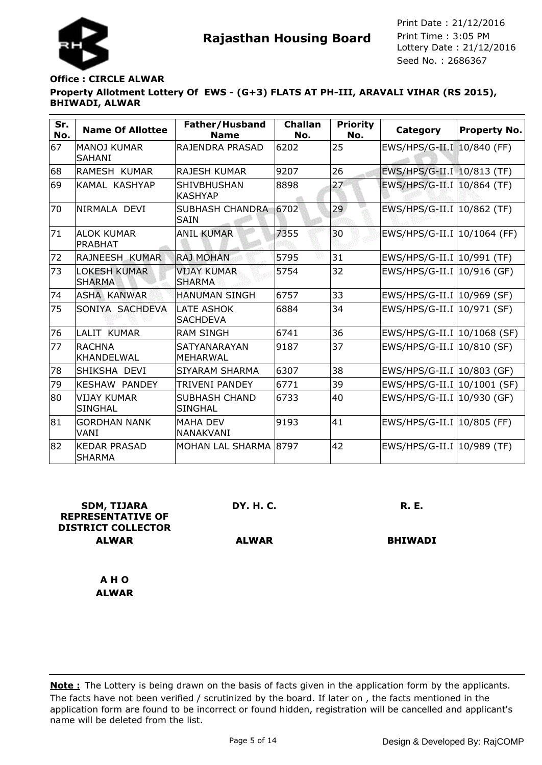**Rajasthan Housing Board**

Print Date : 21/12/2016
Print Time : 3:05 PM
Lottery Date : 21/12/2016
Seed No. : 2686367

**Office : CIRCLE ALWAR**

**Property Allotment Lottery Of EWS - (G+3) FLATS AT PH-III, ARAVALI VIHAR (RS 2015), BHIWADI, ALWAR**

| Sr. No. | Name Of Allottee | Father/Husband Name | Challan No. | Priority No. | Category | Property No. |
|---|---|---|---|---|---|---|
| 67 | MANOJ KUMAR SAHANI | RAJENDRA PRASAD | 6202 | 25 | EWS/HPS/G-II.I | 10/840 (FF) |
| 68 | RAMESH KUMAR | RAJESH KUMAR | 9207 | 26 | EWS/HPS/G-II.I | 10/813 (TF) |
| 69 | KAMAL KASHYAP | SHIVBHUSHAN KASHYAP | 8898 | 27 | EWS/HPS/G-II.I | 10/864 (TF) |
| 70 | NIRMALA DEVI | SUBHASH CHANDRA SAIN | 6702 | 29 | EWS/HPS/G-II.I | 10/862 (TF) |
| 71 | ALOK KUMAR PRABHAT | ANIL KUMAR | 7355 | 30 | EWS/HPS/G-II.I | 10/1064 (FF) |
| 72 | RAJNEESH KUMAR | RAJ MOHAN | 5795 | 31 | EWS/HPS/G-II.I | 10/991 (TF) |
| 73 | LOKESH KUMAR SHARMA | VIJAY KUMAR SHARMA | 5754 | 32 | EWS/HPS/G-II.I | 10/916 (GF) |
| 74 | ASHA KANWAR | HANUMAN SINGH | 6757 | 33 | EWS/HPS/G-II.I | 10/969 (SF) |
| 75 | SONIYA SACHDEVA | LATE ASHOK SACHDEVA | 6884 | 34 | EWS/HPS/G-II.I | 10/971 (SF) |
| 76 | LALIT KUMAR | RAM SINGH | 6741 | 36 | EWS/HPS/G-II.I | 10/1068 (SF) |
| 77 | RACHNA KHANDELWAL | SATYANARAYAN MEHARWAL | 9187 | 37 | EWS/HPS/G-II.I | 10/810 (SF) |
| 78 | SHIKSHA DEVI | SIYARAM SHARMA | 6307 | 38 | EWS/HPS/G-II.I | 10/803 (GF) |
| 79 | KESHAW PANDEY | TRIVENI PANDEY | 6771 | 39 | EWS/HPS/G-II.I | 10/1001 (SF) |
| 80 | VIJAY KUMAR SINGHAL | SUBHASH CHAND SINGHAL | 6733 | 40 | EWS/HPS/G-II.I | 10/930 (GF) |
| 81 | GORDHAN NANK VANI | MAHA DEV NANAKVANI | 9193 | 41 | EWS/HPS/G-II.I | 10/805 (FF) |
| 82 | KEDAR PRASAD SHARMA | MOHAN LAL SHARMA | 8797 | 42 | EWS/HPS/G-II.I | 10/989 (TF) |

| SDM, TIJARA REPRESENTATIVE OF DISTRICT COLLECTOR | DY. H. C. | R. E. |
|---|---|---|
| ALWAR | ALWAR | BHIWADI |

**A H O**
**ALWAR**

**Note :** The Lottery is being drawn on the basis of facts given in the application form by the applicants. The facts have not been verified / scrutinized by the board. If later on , the facts mentioned in the application form are found to be incorrect or found hidden, registration will be cancelled and applicant's name will be deleted from the list.

Design & Developed By: RajCOMP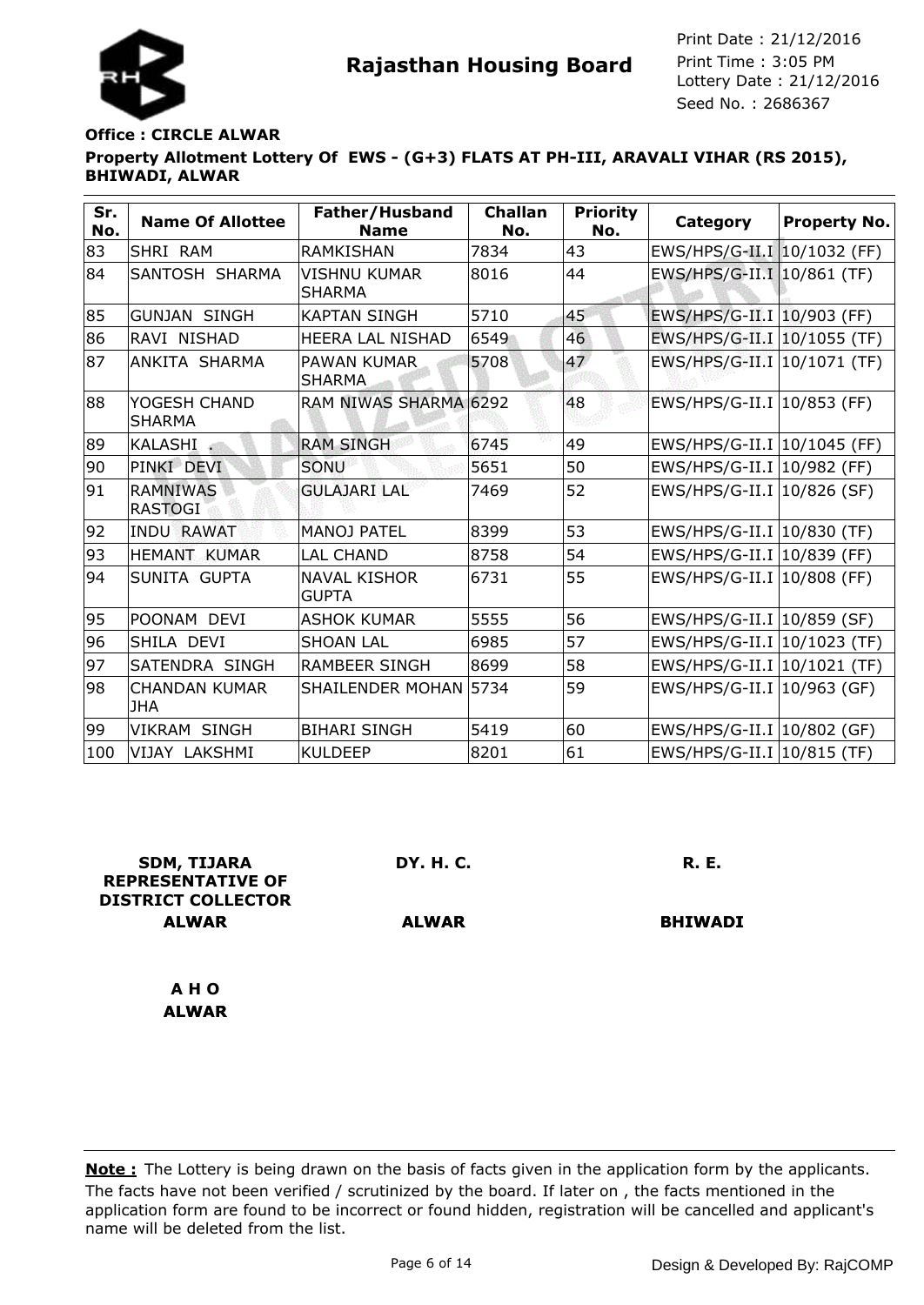**Rajasthan Housing Board**

Print Date : 21/12/2016
Print Time : 3:05 PM
Lottery Date : 21/12/2016
Seed No. : 2686367

**Office : CIRCLE ALWAR**

**Property Allotment Lottery Of EWS - (G+3) FLATS AT PH-III, ARAVALI VIHAR (RS 2015), BHIWADI, ALWAR**

| Sr. No. | Name Of Allottee | Father/Husband Name | Challan No. | Priority No. | Category | Property No. |
|---|---|---|---|---|---|---|
| 83 | SHRI RAM | RAMKISHAN | 7834 | 43 | EWS/HPS/G-II.I | 10/1032 (FF) |
| 84 | SANTOSH SHARMA | VISHNU KUMAR SHARMA | 8016 | 44 | EWS/HPS/G-II.I | 10/861 (TF) |
| 85 | GUNJAN SINGH | KAPTAN SINGH | 5710 | 45 | EWS/HPS/G-II.I | 10/903 (FF) |
| 86 | RAVI NISHAD | HEERA LAL NISHAD | 6549 | 46 | EWS/HPS/G-II.I | 10/1055 (TF) |
| 87 | ANKITA SHARMA | PAWAN KUMAR SHARMA | 5708 | 47 | EWS/HPS/G-II.I | 10/1071 (TF) |
| 88 | YOGESH CHAND SHARMA | RAM NIWAS SHARMA | 6292 | 48 | EWS/HPS/G-II.I | 10/853 (FF) |
| 89 | KALASHI . | RAM SINGH | 6745 | 49 | EWS/HPS/G-II.I | 10/1045 (FF) |
| 90 | PINKI DEVI | SONU | 5651 | 50 | EWS/HPS/G-II.I | 10/982 (FF) |
| 91 | RAMNIWAS RASTOGI | GULAJARI LAL | 7469 | 52 | EWS/HPS/G-II.I | 10/826 (SF) |
| 92 | INDU RAWAT | MANOJ PATEL | 8399 | 53 | EWS/HPS/G-II.I | 10/830 (TF) |
| 93 | HEMANT KUMAR | LAL CHAND | 8758 | 54 | EWS/HPS/G-II.I | 10/839 (FF) |
| 94 | SUNITA GUPTA | NAVAL KISHOR GUPTA | 6731 | 55 | EWS/HPS/G-II.I | 10/808 (FF) |
| 95 | POONAM DEVI | ASHOK KUMAR | 5555 | 56 | EWS/HPS/G-II.I | 10/859 (SF) |
| 96 | SHILA DEVI | SHOAN LAL | 6985 | 57 | EWS/HPS/G-II.I | 10/1023 (TF) |
| 97 | SATENDRA SINGH | RAMBEER SINGH | 8699 | 58 | EWS/HPS/G-II.I | 10/1021 (TF) |
| 98 | CHANDAN KUMAR JHA | SHAILENDER MOHAN | 5734 | 59 | EWS/HPS/G-II.I | 10/963 (GF) |
| 99 | VIKRAM SINGH | BIHARI SINGH | 5419 | 60 | EWS/HPS/G-II.I | 10/802 (GF) |
| 100 | VIJAY LAKSHMI | KULDEEP | 8201 | 61 | EWS/HPS/G-II.I | 10/815 (TF) |

**SDM, TIJARA REPRESENTATIVE OF DISTRICT COLLECTOR ALWAR**

**DY. H. C. ALWAR**

**R. E. BHIWADI**

**A H O ALWAR**

**Note :** The Lottery is being drawn on the basis of facts given in the application form by the applicants. The facts have not been verified / scrutinized by the board. If later on , the facts mentioned in the application form are found to be incorrect or found hidden, registration will be cancelled and applicant's name will be deleted from the list.

Design & Developed By: RajCOMP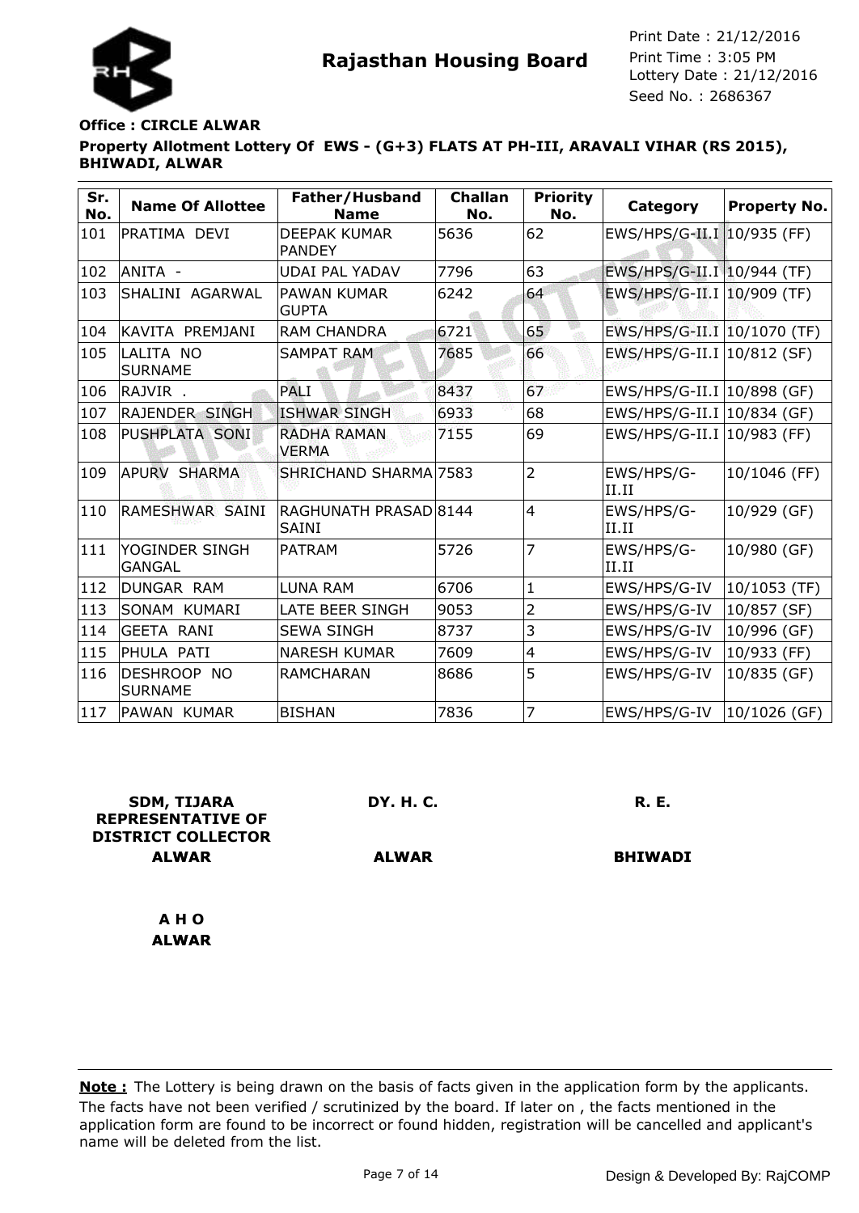# Rajasthan Housing Board

Print Date : 21/12/2016
Print Time : 3:05 PM
Lottery Date : 21/12/2016
Seed No. : 2686367

**Office : CIRCLE ALWAR**

**Property Allotment Lottery Of EWS - (G+3) FLATS AT PH-III, ARAVALI VIHAR (RS 2015), BHIWADI, ALWAR**

| Sr. No. | Name Of Allottee | Father/Husband Name | Challan No. | Priority No. | Category | Property No. |
|---|---|---|---|---|---|---|
| 101 | PRATIMA DEVI | DEEPAK KUMAR PANDEY | 5636 | 62 | EWS/HPS/G-II.I | 10/935 (FF) |
| 102 | ANITA - | UDAI PAL YADAV | 7796 | 63 | EWS/HPS/G-II.I | 10/944 (TF) |
| 103 | SHALINI AGARWAL | PAWAN KUMAR GUPTA | 6242 | 64 | EWS/HPS/G-II.I | 10/909 (TF) |
| 104 | KAVITA PREMJANI | RAM CHANDRA | 6721 | 65 | EWS/HPS/G-II.I | 10/1070 (TF) |
| 105 | LALITA NO SURNAME | SAMPAT RAM | 7685 | 66 | EWS/HPS/G-II.I | 10/812 (SF) |
| 106 | RAJVIR . | PALI | 8437 | 67 | EWS/HPS/G-II.I | 10/898 (GF) |
| 107 | RAJENDER SINGH | ISHWAR SINGH | 6933 | 68 | EWS/HPS/G-II.I | 10/834 (GF) |
| 108 | PUSHPLATA SONI | RADHA RAMAN VERMA | 7155 | 69 | EWS/HPS/G-II.I | 10/983 (FF) |
| 109 | APURV SHARMA | SHRICHAND SHARMA | 7583 | 2 | EWS/HPS/G-II.II | 10/1046 (FF) |
| 110 | RAMESHWAR SAINI | RAGHUNATH PRASAD SAINI | 8144 | 4 | EWS/HPS/G-II.II | 10/929 (GF) |
| 111 | YOGINDER SINGH GANGAL | PATRAM | 5726 | 7 | EWS/HPS/G-II.II | 10/980 (GF) |
| 112 | DUNGAR RAM | LUNA RAM | 6706 | 1 | EWS/HPS/G-IV | 10/1053 (TF) |
| 113 | SONAM KUMARI | LATE BEER SINGH | 9053 | 2 | EWS/HPS/G-IV | 10/857 (SF) |
| 114 | GEETA RANI | SEWA SINGH | 8737 | 3 | EWS/HPS/G-IV | 10/996 (GF) |
| 115 | PHULA PATI | NARESH KUMAR | 7609 | 4 | EWS/HPS/G-IV | 10/933 (FF) |
| 116 | DESHROOP NO SURNAME | RAMCHARAN | 8686 | 5 | EWS/HPS/G-IV | 10/835 (GF) |
| 117 | PAWAN KUMAR | BISHAN | 7836 | 7 | EWS/HPS/G-IV | 10/1026 (GF) |

**SDM, TIJARA REPRESENTATIVE OF DISTRICT COLLECTOR**
**ALWAR**

**DY. H. C.**
**ALWAR**

**R. E.**
**BHIWADI**

**A H O**
**ALWAR**

**Note :** The Lottery is being drawn on the basis of facts given in the application form by the applicants. The facts have not been verified / scrutinized by the board. If later on , the facts mentioned in the application form are found to be incorrect or found hidden, registration will be cancelled and applicant's name will be deleted from the list.

Design & Developed By: RajCOMP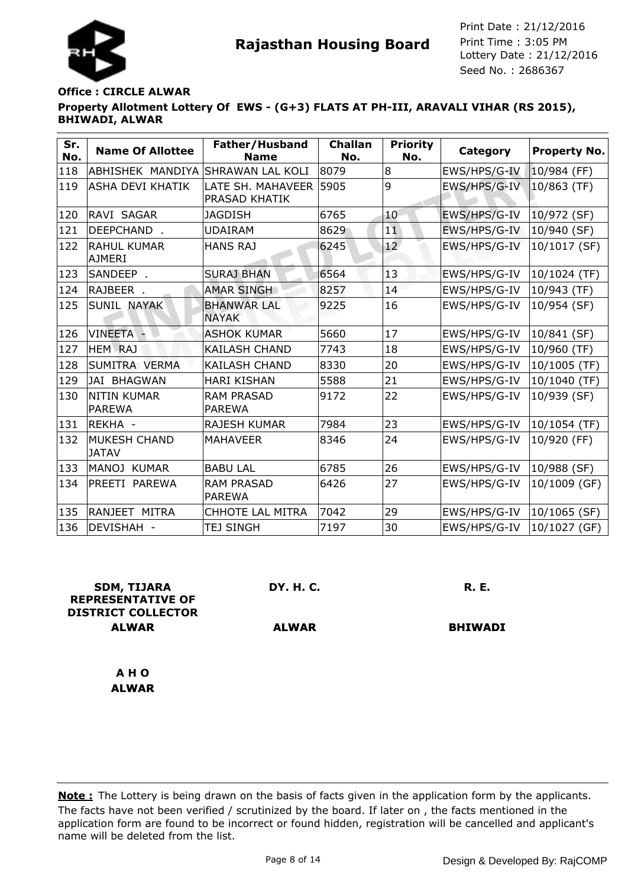# Rajasthan Housing Board

Print Date : 21/12/2016
Print Time : 3:05 PM
Lottery Date : 21/12/2016
Seed No. : 2686367

**Office : CIRCLE ALWAR**

**Property Allotment Lottery Of EWS - (G+3) FLATS AT PH-III, ARAVALI VIHAR (RS 2015), BHIWADI, ALWAR**

| Sr. No. | Name Of Allottee | Father/Husband Name | Challan No. | Priority No. | Category | Property No. |
|---|---|---|---|---|---|---|
| 118 | ABHISHEK MANDIYA | SHRAWAN LAL KOLI | 8079 | 8 | EWS/HPS/G-IV | 10/984 (FF) |
| 119 | ASHA DEVI KHATIK | LATE SH. MAHAVEER PRASAD KHATIK | 5905 | 9 | EWS/HPS/G-IV | 10/863 (TF) |
| 120 | RAVI SAGAR | JAGDISH | 6765 | 10 | EWS/HPS/G-IV | 10/972 (SF) |
| 121 | DEEPCHAND . | UDAIRAM | 8629 | 11 | EWS/HPS/G-IV | 10/940 (SF) |
| 122 | RAHUL KUMAR AJMERI | HANS RAJ | 6245 | 12 | EWS/HPS/G-IV | 10/1017 (SF) |
| 123 | SANDEEP . | SURAJ BHAN | 6564 | 13 | EWS/HPS/G-IV | 10/1024 (TF) |
| 124 | RAJBEER . | AMAR SINGH | 8257 | 14 | EWS/HPS/G-IV | 10/943 (TF) |
| 125 | SUNIL NAYAK | BHANWAR LAL NAYAK | 9225 | 16 | EWS/HPS/G-IV | 10/954 (SF) |
| 126 | VINEETA - | ASHOK KUMAR | 5660 | 17 | EWS/HPS/G-IV | 10/841 (SF) |
| 127 | HEM RAJ | KAILASH CHAND | 7743 | 18 | EWS/HPS/G-IV | 10/960 (TF) |
| 128 | SUMITRA VERMA | KAILASH CHAND | 8330 | 20 | EWS/HPS/G-IV | 10/1005 (TF) |
| 129 | JAI BHAGWAN | HARI KISHAN | 5588 | 21 | EWS/HPS/G-IV | 10/1040 (TF) |
| 130 | NITIN KUMAR PAREWA | RAM PRASAD PAREWA | 9172 | 22 | EWS/HPS/G-IV | 10/939 (SF) |
| 131 | REKHA - | RAJESH KUMAR | 7984 | 23 | EWS/HPS/G-IV | 10/1054 (TF) |
| 132 | MUKESH CHAND JATAV | MAHAVEER | 8346 | 24 | EWS/HPS/G-IV | 10/920 (FF) |
| 133 | MANOJ KUMAR | BABU LAL | 6785 | 26 | EWS/HPS/G-IV | 10/988 (SF) |
| 134 | PREETI PAREWA | RAM PRASAD PAREWA | 6426 | 27 | EWS/HPS/G-IV | 10/1009 (GF) |
| 135 | RANJEET MITRA | CHHOTE LAL MITRA | 7042 | 29 | EWS/HPS/G-IV | 10/1065 (SF) |
| 136 | DEVISHAH - | TEJ SINGH | 7197 | 30 | EWS/HPS/G-IV | 10/1027 (GF) |

**SDM, TIJARA REPRESENTATIVE OF DISTRICT COLLECTOR ALWAR**

**DY. H. C. ALWAR**

**R. E. BHIWADI**

**A H O ALWAR**

**Note :** The Lottery is being drawn on the basis of facts given in the application form by the applicants. The facts have not been verified / scrutinized by the board. If later on , the facts mentioned in the application form are found to be incorrect or found hidden, registration will be cancelled and applicant's name will be deleted from the list.

Design & Developed By: RajCOMP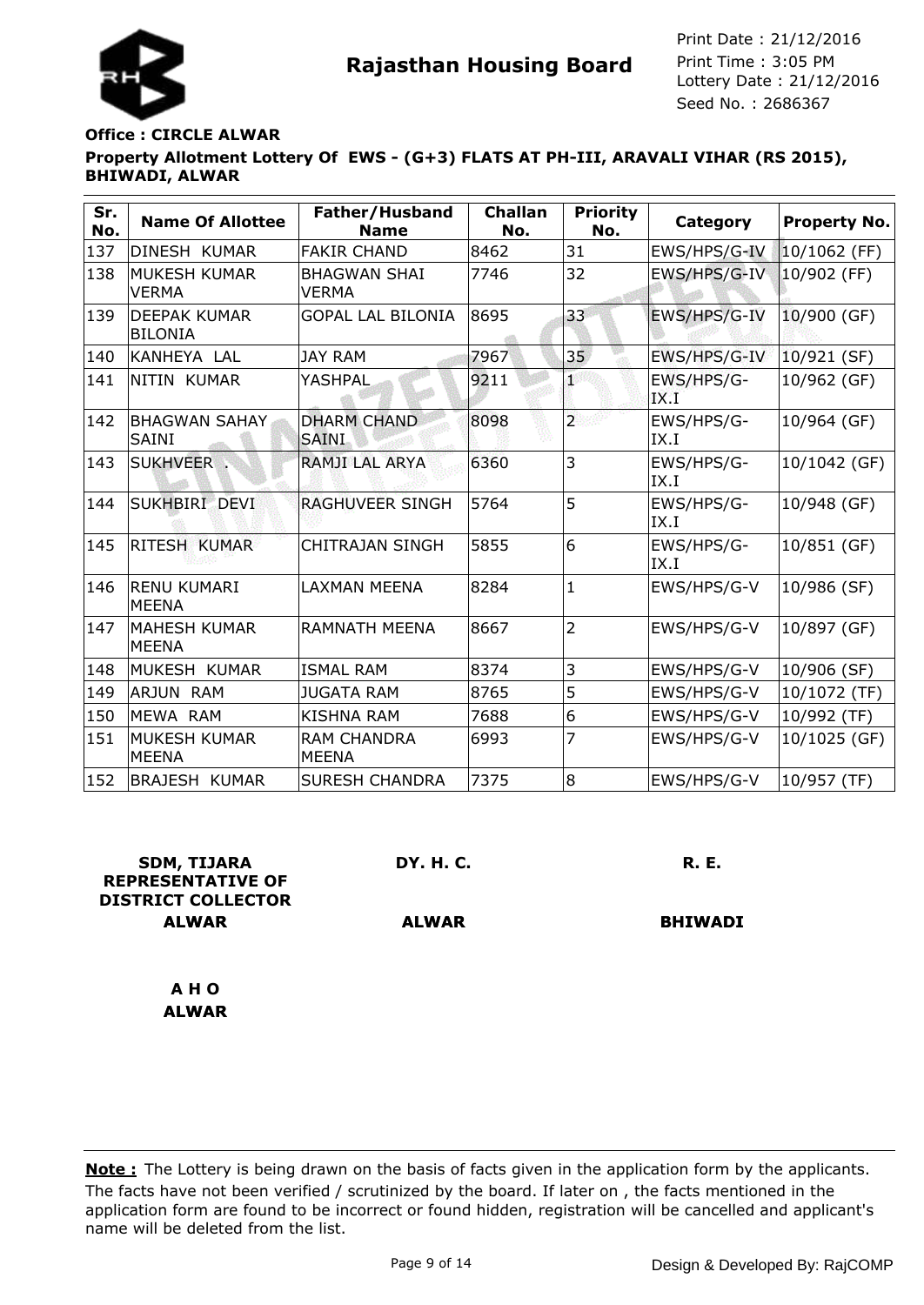# Rajasthan Housing Board

Print Date : 21/12/2016
Print Time : 3:05 PM
Lottery Date : 21/12/2016
Seed No. : 2686367

**Office : CIRCLE ALWAR**

**Property Allotment Lottery Of EWS - (G+3) FLATS AT PH-III, ARAVALI VIHAR (RS 2015), BHIWADI, ALWAR**

| Sr. No. | Name Of Allottee | Father/Husband Name | Challan No. | Priority No. | Category | Property No. |
|---|---|---|---|---|---|---|
| 137 | DINESH KUMAR | FAKIR CHAND | 8462 | 31 | EWS/HPS/G-IV | 10/1062 (FF) |
| 138 | MUKESH KUMAR VERMA | BHAGWAN SHAI VERMA | 7746 | 32 | EWS/HPS/G-IV | 10/902 (FF) |
| 139 | DEEPAK KUMAR BILONIA | GOPAL LAL BILONIA | 8695 | 33 | EWS/HPS/G-IV | 10/900 (GF) |
| 140 | KANHEYA LAL | JAY RAM | 7967 | 35 | EWS/HPS/G-IV | 10/921 (SF) |
| 141 | NITIN KUMAR | YASHPAL | 9211 | 1 | EWS/HPS/G-IX.I | 10/962 (GF) |
| 142 | BHAGWAN SAHAY SAINI | DHARM CHAND SAINI | 8098 | 2 | EWS/HPS/G-IX.I | 10/964 (GF) |
| 143 | SUKHVEER . | RAMJI LAL ARYA | 6360 | 3 | EWS/HPS/G-IX.I | 10/1042 (GF) |
| 144 | SUKHBIRI DEVI | RAGHUVEER SINGH | 5764 | 5 | EWS/HPS/G-IX.I | 10/948 (GF) |
| 145 | RITESH KUMAR | CHITRAJAN SINGH | 5855 | 6 | EWS/HPS/G-IX.I | 10/851 (GF) |
| 146 | RENU KUMARI MEENA | LAXMAN MEENA | 8284 | 1 | EWS/HPS/G-V | 10/986 (SF) |
| 147 | MAHESH KUMAR MEENA | RAMNATH MEENA | 8667 | 2 | EWS/HPS/G-V | 10/897 (GF) |
| 148 | MUKESH KUMAR | ISMAL RAM | 8374 | 3 | EWS/HPS/G-V | 10/906 (SF) |
| 149 | ARJUN RAM | JUGATA RAM | 8765 | 5 | EWS/HPS/G-V | 10/1072 (TF) |
| 150 | MEWA RAM | KISHNA RAM | 7688 | 6 | EWS/HPS/G-V | 10/992 (TF) |
| 151 | MUKESH KUMAR MEENA | RAM CHANDRA MEENA | 6993 | 7 | EWS/HPS/G-V | 10/1025 (GF) |
| 152 | BRAJESH KUMAR | SURESH CHANDRA | 7375 | 8 | EWS/HPS/G-V | 10/957 (TF) |

**SDM, TIJARA REPRESENTATIVE OF DISTRICT COLLECTOR**
**ALWAR**

**DY. H. C.**
**ALWAR**

**R. E.**
**BHIWADI**

**A H O**
**ALWAR**

**Note :** The Lottery is being drawn on the basis of facts given in the application form by the applicants. The facts have not been verified / scrutinized by the board. If later on , the facts mentioned in the application form are found to be incorrect or found hidden, registration will be cancelled and applicant's name will be deleted from the list.

Design & Developed By: RajCOMP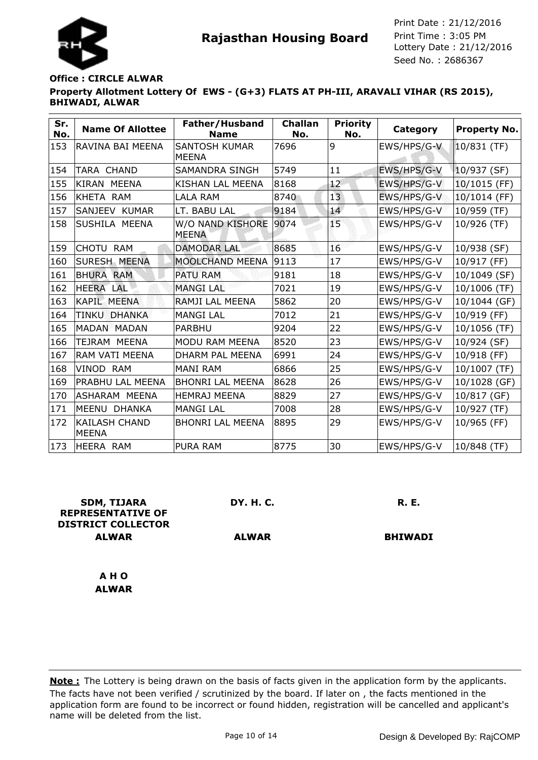# Rajasthan Housing Board

Print Date : 21/12/2016
Print Time : 3:05 PM
Lottery Date : 21/12/2016
Seed No. : 2686367

**Office : CIRCLE ALWAR**

**Property Allotment Lottery Of EWS - (G+3) FLATS AT PH-III, ARAVALI VIHAR (RS 2015), BHIWADI, ALWAR**

| Sr. No. | Name Of Allottee | Father/Husband Name | Challan No. | Priority No. | Category | Property No. |
|---|---|---|---|---|---|---|
| 153 | RAVINA BAI MEENA | SANTOSH KUMAR MEENA | 7696 | 9 | EWS/HPS/G-V | 10/831 (TF) |
| 154 | TARA CHAND | SAMANDRA SINGH | 5749 | 11 | EWS/HPS/G-V | 10/937 (SF) |
| 155 | KIRAN MEENA | KISHAN LAL MEENA | 8168 | 12 | EWS/HPS/G-V | 10/1015 (FF) |
| 156 | KHETA RAM | LALA RAM | 8740 | 13 | EWS/HPS/G-V | 10/1014 (FF) |
| 157 | SANJEEV KUMAR | LT. BABU LAL | 9184 | 14 | EWS/HPS/G-V | 10/959 (TF) |
| 158 | SUSHILA MEENA | W/O NAND KISHORE MEENA | 9074 | 15 | EWS/HPS/G-V | 10/926 (TF) |
| 159 | CHOTU RAM | DAMODAR LAL | 8685 | 16 | EWS/HPS/G-V | 10/938 (SF) |
| 160 | SURESH MEENA | MOOLCHAND MEENA | 9113 | 17 | EWS/HPS/G-V | 10/917 (FF) |
| 161 | BHURA RAM | PATU RAM | 9181 | 18 | EWS/HPS/G-V | 10/1049 (SF) |
| 162 | HEERA LAL | MANGI LAL | 7021 | 19 | EWS/HPS/G-V | 10/1006 (TF) |
| 163 | KAPIL MEENA | RAMJI LAL MEENA | 5862 | 20 | EWS/HPS/G-V | 10/1044 (GF) |
| 164 | TINKU DHANKA | MANGI LAL | 7012 | 21 | EWS/HPS/G-V | 10/919 (FF) |
| 165 | MADAN MADAN | PARBHU | 9204 | 22 | EWS/HPS/G-V | 10/1056 (TF) |
| 166 | TEJRAM MEENA | MODU RAM MEENA | 8520 | 23 | EWS/HPS/G-V | 10/924 (SF) |
| 167 | RAM VATI MEENA | DHARM PAL MEENA | 6991 | 24 | EWS/HPS/G-V | 10/918 (FF) |
| 168 | VINOD RAM | MANI RAM | 6866 | 25 | EWS/HPS/G-V | 10/1007 (TF) |
| 169 | PRABHU LAL MEENA | BHONRI LAL MEENA | 8628 | 26 | EWS/HPS/G-V | 10/1028 (GF) |
| 170 | ASHARAM MEENA | HEMRAJ MEENA | 8829 | 27 | EWS/HPS/G-V | 10/817 (GF) |
| 171 | MEENU DHANKA | MANGI LAL | 7008 | 28 | EWS/HPS/G-V | 10/927 (TF) |
| 172 | KAILASH CHAND MEENA | BHONRI LAL MEENA | 8895 | 29 | EWS/HPS/G-V | 10/965 (FF) |
| 173 | HEERA RAM | PURA RAM | 8775 | 30 | EWS/HPS/G-V | 10/848 (TF) |

| SDM, TIJARA REPRESENTATIVE OF DISTRICT COLLECTOR | DY. H. C. | R. E. |
|---|---|---|
| **ALWAR** | **ALWAR** | **BHIWADI** |

**A H O**
**ALWAR**

**Note :** The Lottery is being drawn on the basis of facts given in the application form by the applicants. The facts have not been verified / scrutinized by the board. If later on , the facts mentioned in the application form are found to be incorrect or found hidden, registration will be cancelled and applicant's name will be deleted from the list.

Design & Developed By: RajCOMP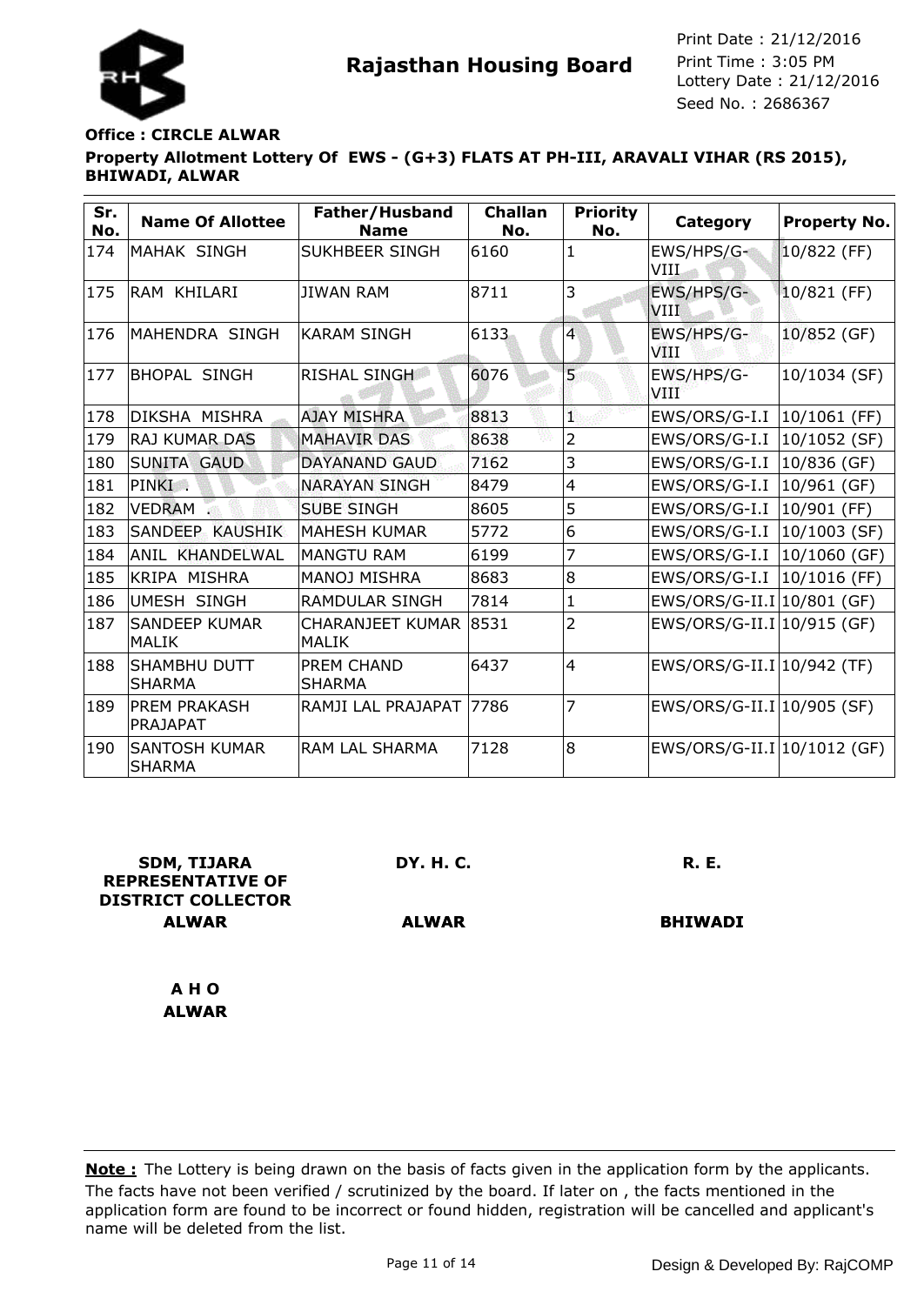# Rajasthan Housing Board

Print Date : 21/12/2016
Print Time : 3:05 PM
Lottery Date : 21/12/2016
Seed No. : 2686367

**Office : CIRCLE ALWAR**

**Property Allotment Lottery Of EWS - (G+3) FLATS AT PH-III, ARAVALI VIHAR (RS 2015), BHIWADI, ALWAR**

| Sr. No. | Name Of Allottee | Father/Husband Name | Challan No. | Priority No. | Category | Property No. |
|---|---|---|---|---|---|---|
| 174 | MAHAK SINGH | SUKHBEER SINGH | 6160 | 1 | EWS/HPS/G-VIII | 10/822 (FF) |
| 175 | RAM KHILARI | JIWAN RAM | 8711 | 3 | EWS/HPS/G-VIII | 10/821 (FF) |
| 176 | MAHENDRA SINGH | KARAM SINGH | 6133 | 4 | EWS/HPS/G-VIII | 10/852 (GF) |
| 177 | BHOPAL SINGH | RISHAL SINGH | 6076 | 5 | EWS/HPS/G-VIII | 10/1034 (SF) |
| 178 | DIKSHA MISHRA | AJAY MISHRA | 8813 | 1 | EWS/ORS/G-I.I | 10/1061 (FF) |
| 179 | RAJ KUMAR DAS | MAHAVIR DAS | 8638 | 2 | EWS/ORS/G-I.I | 10/1052 (SF) |
| 180 | SUNITA GAUD | DAYANAND GAUD | 7162 | 3 | EWS/ORS/G-I.I | 10/836 (GF) |
| 181 | PINKI . | NARAYAN SINGH | 8479 | 4 | EWS/ORS/G-I.I | 10/961 (GF) |
| 182 | VEDRAM . | SUBE SINGH | 8605 | 5 | EWS/ORS/G-I.I | 10/901 (FF) |
| 183 | SANDEEP KAUSHIK | MAHESH KUMAR | 5772 | 6 | EWS/ORS/G-I.I | 10/1003 (SF) |
| 184 | ANIL KHANDELWAL | MANGTU RAM | 6199 | 7 | EWS/ORS/G-I.I | 10/1060 (GF) |
| 185 | KRIPA MISHRA | MANOJ MISHRA | 8683 | 8 | EWS/ORS/G-I.I | 10/1016 (FF) |
| 186 | UMESH SINGH | RAMDULAR SINGH | 7814 | 1 | EWS/ORS/G-II.I | 10/801 (GF) |
| 187 | SANDEEP KUMAR MALIK | CHARANJEET KUMAR MALIK | 8531 | 2 | EWS/ORS/G-II.I | 10/915 (GF) |
| 188 | SHAMBHU DUTT SHARMA | PREM CHAND SHARMA | 6437 | 4 | EWS/ORS/G-II.I | 10/942 (TF) |
| 189 | PREM PRAKASH PRAJAPAT | RAMJI LAL PRAJAPAT | 7786 | 7 | EWS/ORS/G-II.I | 10/905 (SF) |
| 190 | SANTOSH KUMAR SHARMA | RAM LAL SHARMA | 7128 | 8 | EWS/ORS/G-II.I | 10/1012 (GF) |

**SDM, TIJARA REPRESENTATIVE OF DISTRICT COLLECTOR**
**ALWAR**

**DY. H. C.**
**ALWAR**

**R. E.**
**BHIWADI**

**A H O**
**ALWAR**

**Note :** The Lottery is being drawn on the basis of facts given in the application form by the applicants. The facts have not been verified / scrutinized by the board. If later on , the facts mentioned in the application form are found to be incorrect or found hidden, registration will be cancelled and applicant's name will be deleted from the list.

Design & Developed By: RajCOMP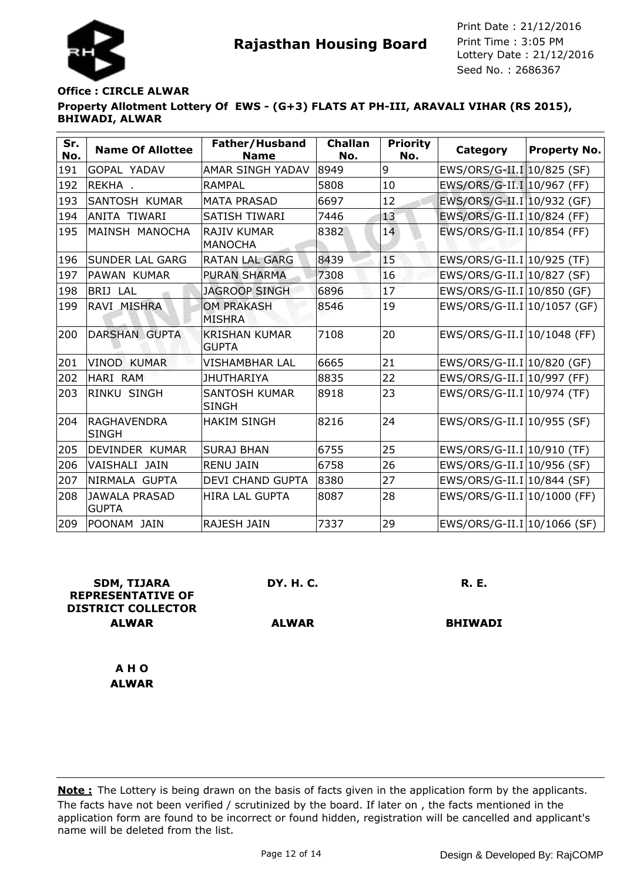**Rajasthan Housing Board**

Print Date : 21/12/2016
Print Time : 3:05 PM
Lottery Date : 21/12/2016
Seed No. : 2686367

**Office : CIRCLE ALWAR**

**Property Allotment Lottery Of EWS - (G+3) FLATS AT PH-III, ARAVALI VIHAR (RS 2015), BHIWADI, ALWAR**

| Sr. No. | Name Of Allottee | Father/Husband Name | Challan No. | Priority No. | Category | Property No. |
|---|---|---|---|---|---|---|
| 191 | GOPAL YADAV | AMAR SINGH YADAV | 8949 | 9 | EWS/ORS/G-II.I | 10/825 (SF) |
| 192 | REKHA . | RAMPAL | 5808 | 10 | EWS/ORS/G-II.I | 10/967 (FF) |
| 193 | SANTOSH KUMAR | MATA PRASAD | 6697 | 12 | EWS/ORS/G-II.I | 10/932 (GF) |
| 194 | ANITA TIWARI | SATISH TIWARI | 7446 | 13 | EWS/ORS/G-II.I | 10/824 (FF) |
| 195 | MAINSH MANOCHA | RAJIV KUMAR MANOCHA | 8382 | 14 | EWS/ORS/G-II.I | 10/854 (FF) |
| 196 | SUNDER LAL GARG | RATAN LAL GARG | 8439 | 15 | EWS/ORS/G-II.I | 10/925 (TF) |
| 197 | PAWAN KUMAR | PURAN SHARMA | 7308 | 16 | EWS/ORS/G-II.I | 10/827 (SF) |
| 198 | BRIJ LAL | JAGROOP SINGH | 6896 | 17 | EWS/ORS/G-II.I | 10/850 (GF) |
| 199 | RAVI MISHRA | OM PRAKASH MISHRA | 8546 | 19 | EWS/ORS/G-II.I | 10/1057 (GF) |
| 200 | DARSHAN GUPTA | KRISHAN KUMAR GUPTA | 7108 | 20 | EWS/ORS/G-II.I | 10/1048 (FF) |
| 201 | VINOD KUMAR | VISHAMBHAR LAL | 6665 | 21 | EWS/ORS/G-II.I | 10/820 (GF) |
| 202 | HARI RAM | JHUTHARIYA | 8835 | 22 | EWS/ORS/G-II.I | 10/997 (FF) |
| 203 | RINKU SINGH | SANTOSH KUMAR SINGH | 8918 | 23 | EWS/ORS/G-II.I | 10/974 (TF) |
| 204 | RAGHAVENDRA SINGH | HAKIM SINGH | 8216 | 24 | EWS/ORS/G-II.I | 10/955 (SF) |
| 205 | DEVINDER KUMAR | SURAJ BHAN | 6755 | 25 | EWS/ORS/G-II.I | 10/910 (TF) |
| 206 | VAISHALI JAIN | RENU JAIN | 6758 | 26 | EWS/ORS/G-II.I | 10/956 (SF) |
| 207 | NIRMALA GUPTA | DEVI CHAND GUPTA | 8380 | 27 | EWS/ORS/G-II.I | 10/844 (SF) |
| 208 | JAWALA PRASAD GUPTA | HIRA LAL GUPTA | 8087 | 28 | EWS/ORS/G-II.I | 10/1000 (FF) |
| 209 | POONAM JAIN | RAJESH JAIN | 7337 | 29 | EWS/ORS/G-II.I | 10/1066 (SF) |

**SDM, TIJARA REPRESENTATIVE OF DISTRICT COLLECTOR**
**ALWAR**

**DY. H. C.**
**ALWAR**

**R. E.**
**BHIWADI**

**A H O**
**ALWAR**

**Note :** The Lottery is being drawn on the basis of facts given in the application form by the applicants. The facts have not been verified / scrutinized by the board. If later on , the facts mentioned in the application form are found to be incorrect or found hidden, registration will be cancelled and applicant's name will be deleted from the list.

Design & Developed By: RajCOMP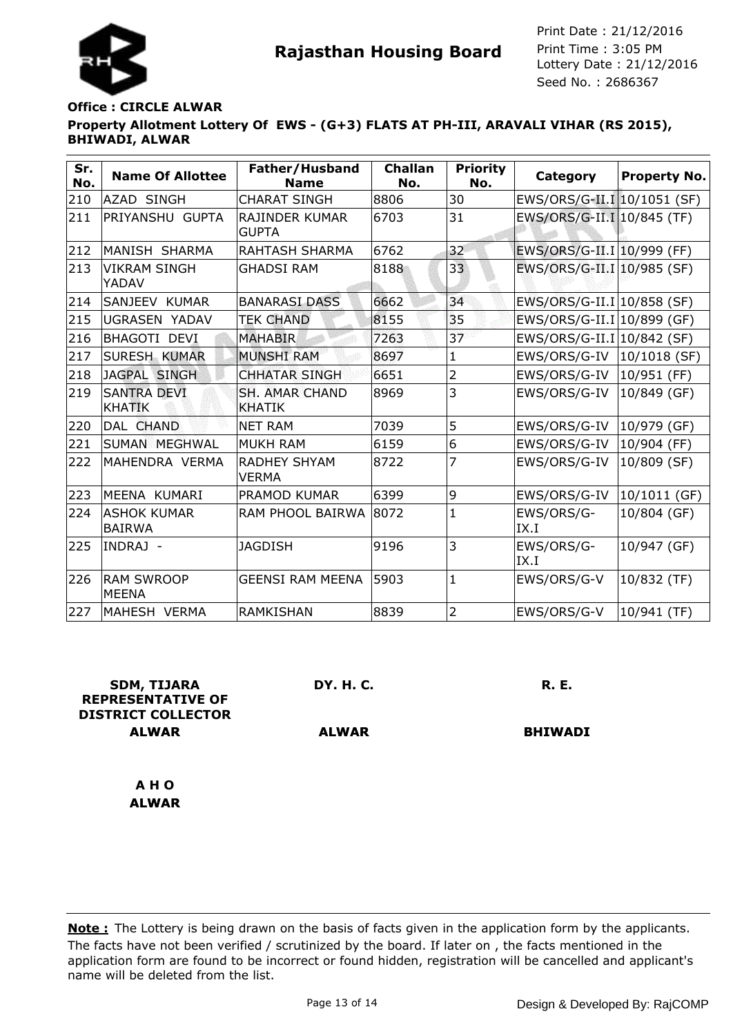# Rajasthan Housing Board

Print Date : 21/12/2016
Print Time : 3:05 PM
Lottery Date : 21/12/2016
Seed No. : 2686367

**Office : CIRCLE ALWAR**

**Property Allotment Lottery Of EWS - (G+3) FLATS AT PH-III, ARAVALI VIHAR (RS 2015), BHIWADI, ALWAR**

| Sr. No. | Name Of Allottee | Father/Husband Name | Challan No. | Priority No. | Category | Property No. |
|---|---|---|---|---|---|---|
| 210 | AZAD SINGH | CHARAT SINGH | 8806 | 30 | EWS/ORS/G-II.I | 10/1051 (SF) |
| 211 | PRIYANSHU GUPTA | RAJINDER KUMAR GUPTA | 6703 | 31 | EWS/ORS/G-II.I | 10/845 (TF) |
| 212 | MANISH SHARMA | RAHTASH SHARMA | 6762 | 32 | EWS/ORS/G-II.I | 10/999 (FF) |
| 213 | VIKRAM SINGH YADAV | GHADSI RAM | 8188 | 33 | EWS/ORS/G-II.I | 10/985 (SF) |
| 214 | SANJEEV KUMAR | BANARASI DASS | 6662 | 34 | EWS/ORS/G-II.I | 10/858 (SF) |
| 215 | UGRASEN YADAV | TEK CHAND | 8155 | 35 | EWS/ORS/G-II.I | 10/899 (GF) |
| 216 | BHAGOTI DEVI | MAHABIR | 7263 | 37 | EWS/ORS/G-II.I | 10/842 (SF) |
| 217 | SURESH KUMAR | MUNSHI RAM | 8697 | 1 | EWS/ORS/G-IV | 10/1018 (SF) |
| 218 | JAGPAL SINGH | CHHATAR SINGH | 6651 | 2 | EWS/ORS/G-IV | 10/951 (FF) |
| 219 | SANTRA DEVI KHATIK | SH. AMAR CHAND KHATIK | 8969 | 3 | EWS/ORS/G-IV | 10/849 (GF) |
| 220 | DAL CHAND | NET RAM | 7039 | 5 | EWS/ORS/G-IV | 10/979 (GF) |
| 221 | SUMAN MEGHWAL | MUKH RAM | 6159 | 6 | EWS/ORS/G-IV | 10/904 (FF) |
| 222 | MAHENDRA VERMA | RADHEY SHYAM VERMA | 8722 | 7 | EWS/ORS/G-IV | 10/809 (SF) |
| 223 | MEENA KUMARI | PRAMOD KUMAR | 6399 | 9 | EWS/ORS/G-IV | 10/1011 (GF) |
| 224 | ASHOK KUMAR BAIRWA | RAM PHOOL BAIRWA | 8072 | 1 | EWS/ORS/G-IX.I | 10/804 (GF) |
| 225 | INDRAJ - | JAGDISH | 9196 | 3 | EWS/ORS/G-IX.I | 10/947 (GF) |
| 226 | RAM SWROOP MEENA | GEENSI RAM MEENA | 5903 | 1 | EWS/ORS/G-V | 10/832 (TF) |
| 227 | MAHESH VERMA | RAMKISHAN | 8839 | 2 | EWS/ORS/G-V | 10/941 (TF) |

**SDM, TIJARA REPRESENTATIVE OF DISTRICT COLLECTOR**
**ALWAR**

**DY. H. C.**
**ALWAR**

**R. E.**
**BHIWADI**

**A H O**
**ALWAR**

**Note :** The Lottery is being drawn on the basis of facts given in the application form by the applicants. The facts have not been verified / scrutinized by the board. If later on , the facts mentioned in the application form are found to be incorrect or found hidden, registration will be cancelled and applicant's name will be deleted from the list.

Design & Developed By: RajCOMP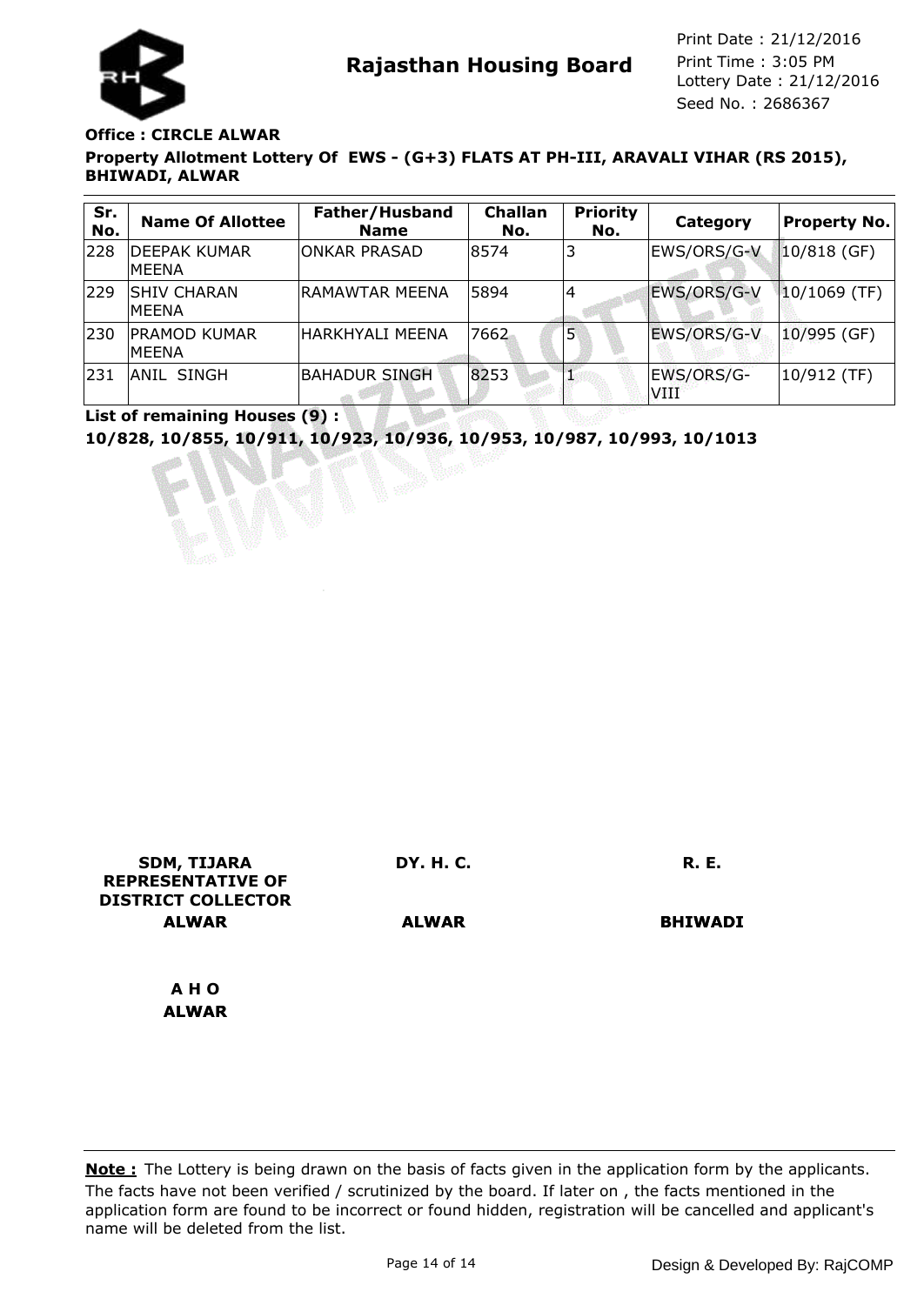Print Date : 21/12/2016
Print Time : 3:05 PM
Lottery Date : 21/12/2016
Seed No. : 2686367

**Rajasthan Housing Board**

**Office : CIRCLE ALWAR**

**Property Allotment Lottery Of EWS - (G+3) FLATS AT PH-III, ARAVALI VIHAR (RS 2015), BHIWADI, ALWAR**

| Sr. No. | Name Of Allottee | Father/Husband Name | Challan No. | Priority No. | Category | Property No. |
|---|---|---|---|---|---|---|
| 228 | DEEPAK KUMAR MEENA | ONKAR PRASAD | 8574 | 3 | EWS/ORS/G-V | 10/818 (GF) |
| 229 | SHIV CHARAN MEENA | RAMAWTAR MEENA | 5894 | 4 | EWS/ORS/G-V | 10/1069 (TF) |
| 230 | PRAMOD KUMAR MEENA | HARKHYALI MEENA | 7662 | 5 | EWS/ORS/G-V | 10/995 (GF) |
| 231 | ANIL SINGH | BAHADUR SINGH | 8253 | 1 | EWS/ORS/G-VIII | 10/912 (TF) |

**List of remaining Houses (9) :**

**10/828, 10/855, 10/911, 10/923, 10/936, 10/953, 10/987, 10/993, 10/1013**

| | | |
|---|---|---|
| **SDM, TIJARA REPRESENTATIVE OF DISTRICT COLLECTOR** | **DY. H. C.** | **R. E.** |
| **ALWAR** | **ALWAR** | **BHIWADI** |

**A H O**
**ALWAR**

**Note :** The Lottery is being drawn on the basis of facts given in the application form by the applicants. The facts have not been verified / scrutinized by the board. If later on , the facts mentioned in the application form are found to be incorrect or found hidden, registration will be cancelled and applicant's name will be deleted from the list.

Design & Developed By: RajCOMP